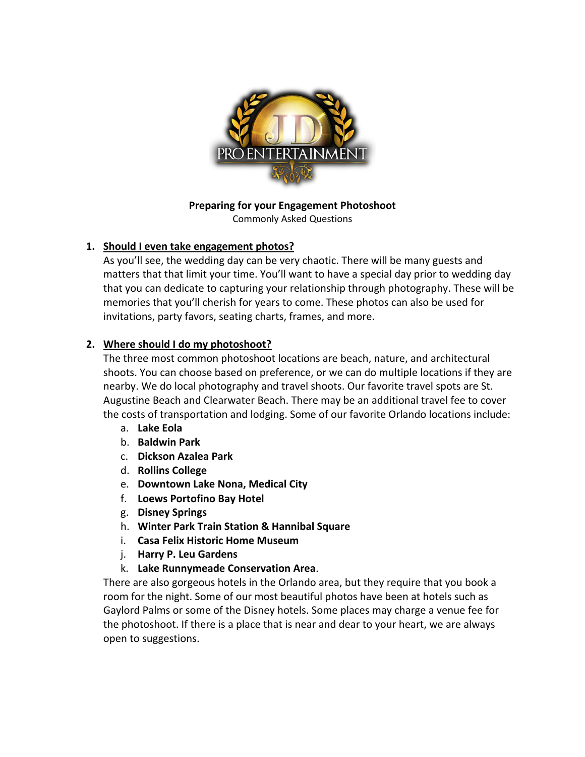**Preparing for your Engagement Photoshoot**

Commonly Asked Questions

1. **Should I even take engagement photos?**

   As you'll see, the wedding day can be very chaotic. There will be many guests and matters that that limit your time. You'll want to have a special day prior to wedding day that you can dedicate to capturing your relationship through photography. These will be memories that you'll cherish for years to come. These photos can also be used for invitations, party favors, seating charts, frames, and more.

2. **Where should I do my photoshoot?**

   The three most common photoshoot locations are beach, nature, and architectural shoots. You can choose based on preference, or we can do multiple locations if they are nearby. We do local photography and travel shoots. Our favorite travel spots are St. Augustine Beach and Clearwater Beach. There may be an additional travel fee to cover the costs of transportation and lodging. Some of our favorite Orlando locations include:

   a. **Lake Eola**
   b. **Baldwin Park**
   c. **Dickson Azalea Park**
   d. **Rollins College**
   e. **Downtown Lake Nona, Medical City**
   f. **Loews Portofino Bay Hotel**
   g. **Disney Springs**
   h. **Winter Park Train Station & Hannibal Square**
   i. **Casa Felix Historic Home Museum**
   j. **Harry P. Leu Gardens**
   k. **Lake Runnymeade Conservation Area**.

   There are also gorgeous hotels in the Orlando area, but they require that you book a room for the night. Some of our most beautiful photos have been at hotels such as Gaylord Palms or some of the Disney hotels. Some places may charge a venue fee for the photoshoot. If there is a place that is near and dear to your heart, we are always open to suggestions.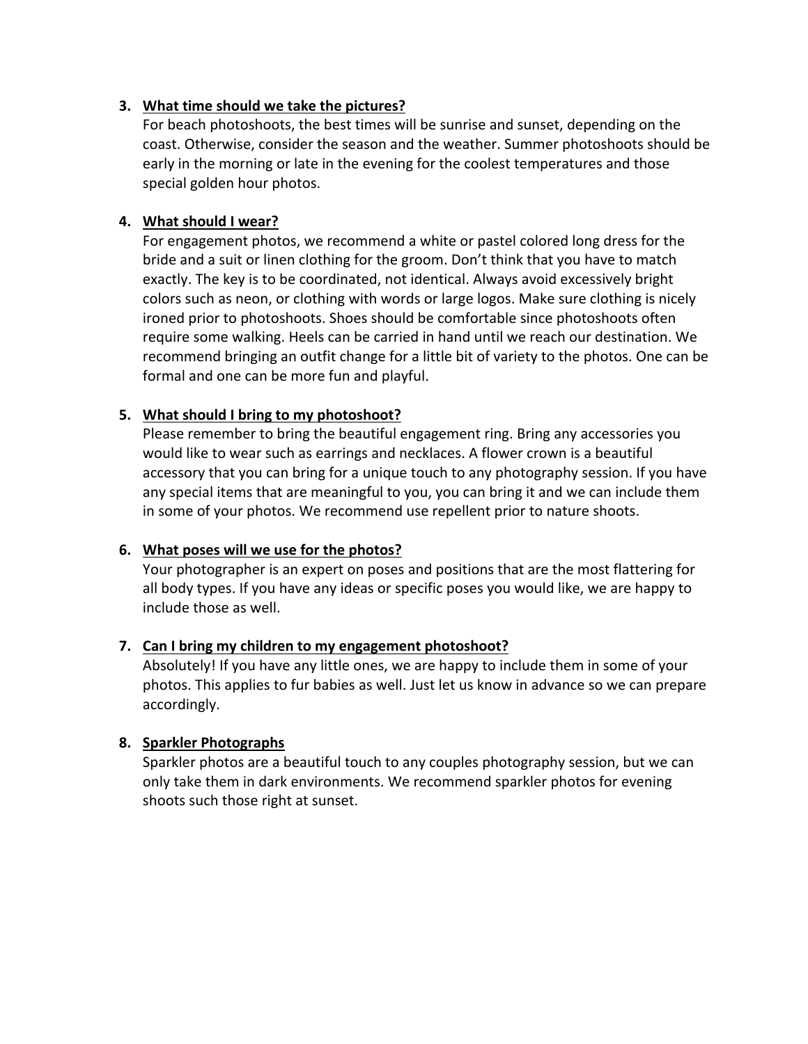3. **<u>What time should we take the pictures?</u>**

   For beach photoshoots, the best times will be sunrise and sunset, depending on the coast. Otherwise, consider the season and the weather. Summer photoshoots should be early in the morning or late in the evening for the coolest temperatures and those special golden hour photos.

4. **<u>What should I wear?</u>**

   For engagement photos, we recommend a white or pastel colored long dress for the bride and a suit or linen clothing for the groom. Don't think that you have to match exactly. The key is to be coordinated, not identical. Always avoid excessively bright colors such as neon, or clothing with words or large logos. Make sure clothing is nicely ironed prior to photoshoots. Shoes should be comfortable since photoshoots often require some walking. Heels can be carried in hand until we reach our destination. We recommend bringing an outfit change for a little bit of variety to the photos. One can be formal and one can be more fun and playful.

5. **<u>What should I bring to my photoshoot?</u>**

   Please remember to bring the beautiful engagement ring. Bring any accessories you would like to wear such as earrings and necklaces. A flower crown is a beautiful accessory that you can bring for a unique touch to any photography session. If you have any special items that are meaningful to you, you can bring it and we can include them in some of your photos. We recommend use repellent prior to nature shoots.

6. **<u>What poses will we use for the photos?</u>**

   Your photographer is an expert on poses and positions that are the most flattering for all body types. If you have any ideas or specific poses you would like, we are happy to include those as well.

7. **<u>Can I bring my children to my engagement photoshoot?</u>**

   Absolutely! If you have any little ones, we are happy to include them in some of your photos. This applies to fur babies as well. Just let us know in advance so we can prepare accordingly.

8. **<u>Sparkler Photographs</u>**

   Sparkler photos are a beautiful touch to any couples photography session, but we can only take them in dark environments. We recommend sparkler photos for evening shoots such those right at sunset.